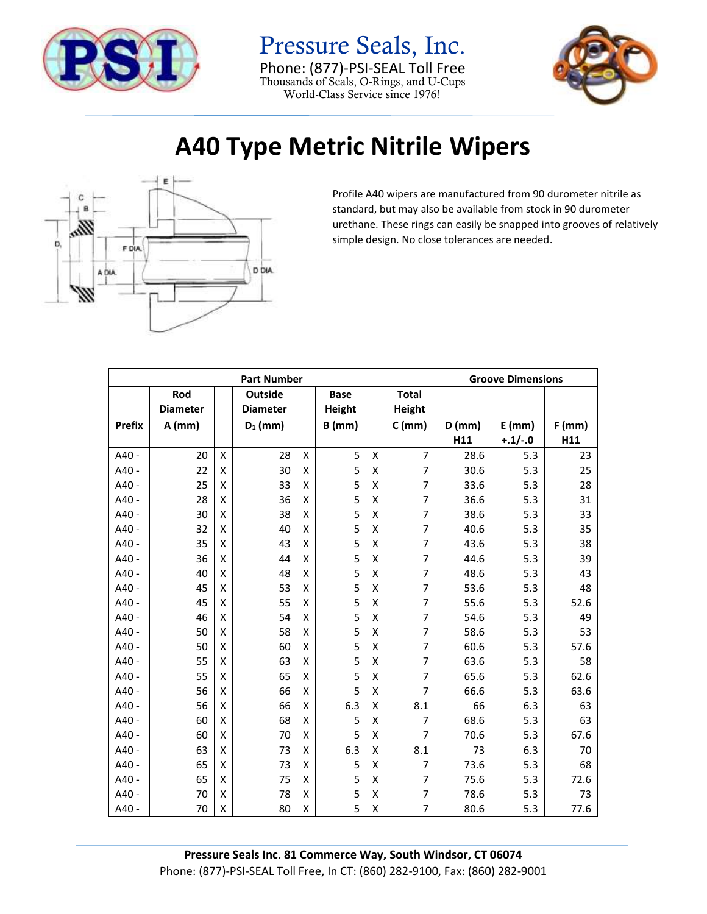Pressure Seals, Inc.

Phone: (877)-PSI-SEAL Toll Free

Thousands of Seals, O-Rings, and U-Cups

World-Class Service since 1976!

# A40 Type Metric Nitrile Wipers

Profile A40 wipers are manufactured from 90 durometer nitrile as standard, but may also be available from stock in 90 durometer urethane. These rings can easily be snapped into grooves of relatively simple design. No close tolerances are needed.

| Part Number | | | | | | | | Groove Dimensions | | |
|---|---|---|---|---|---|---|---|---|---|---|
| Prefix | Rod Diameter A (mm) | | Outside Diameter $D_1$ (mm) | | Base Height B (mm) | | Total Height C (mm) | D (mm) H11 | E (mm) +.1/-.0 | F (mm) H11 |
| A40 - | 20 | X | 28 | X | 5 | X | 7 | 28.6 | 5.3 | 23 |
| A40 - | 22 | X | 30 | X | 5 | X | 7 | 30.6 | 5.3 | 25 |
| A40 - | 25 | X | 33 | X | 5 | X | 7 | 33.6 | 5.3 | 28 |
| A40 - | 28 | X | 36 | X | 5 | X | 7 | 36.6 | 5.3 | 31 |
| A40 - | 30 | X | 38 | X | 5 | X | 7 | 38.6 | 5.3 | 33 |
| A40 - | 32 | X | 40 | X | 5 | X | 7 | 40.6 | 5.3 | 35 |
| A40 - | 35 | X | 43 | X | 5 | X | 7 | 43.6 | 5.3 | 38 |
| A40 - | 36 | X | 44 | X | 5 | X | 7 | 44.6 | 5.3 | 39 |
| A40 - | 40 | X | 48 | X | 5 | X | 7 | 48.6 | 5.3 | 43 |
| A40 - | 45 | X | 53 | X | 5 | X | 7 | 53.6 | 5.3 | 48 |
| A40 - | 45 | X | 55 | X | 5 | X | 7 | 55.6 | 5.3 | 52.6 |
| A40 - | 46 | X | 54 | X | 5 | X | 7 | 54.6 | 5.3 | 49 |
| A40 - | 50 | X | 58 | X | 5 | X | 7 | 58.6 | 5.3 | 53 |
| A40 - | 50 | X | 60 | X | 5 | X | 7 | 60.6 | 5.3 | 57.6 |
| A40 - | 55 | X | 63 | X | 5 | X | 7 | 63.6 | 5.3 | 58 |
| A40 - | 55 | X | 65 | X | 5 | X | 7 | 65.6 | 5.3 | 62.6 |
| A40 - | 56 | X | 66 | X | 5 | X | 7 | 66.6 | 5.3 | 63.6 |
| A40 - | 56 | X | 66 | X | 6.3 | X | 8.1 | 66 | 6.3 | 63 |
| A40 - | 60 | X | 68 | X | 5 | X | 7 | 68.6 | 5.3 | 63 |
| A40 - | 60 | X | 70 | X | 5 | X | 7 | 70.6 | 5.3 | 67.6 |
| A40 - | 63 | X | 73 | X | 6.3 | X | 8.1 | 73 | 6.3 | 70 |
| A40 - | 65 | X | 73 | X | 5 | X | 7 | 73.6 | 5.3 | 68 |
| A40 - | 65 | X | 75 | X | 5 | X | 7 | 75.6 | 5.3 | 72.6 |
| A40 - | 70 | X | 78 | X | 5 | X | 7 | 78.6 | 5.3 | 73 |
| A40 - | 70 | X | 80 | X | 5 | X | 7 | 80.6 | 5.3 | 77.6 |

**Pressure Seals Inc. 81 Commerce Way, South Windsor, CT 06074**

Phone: (877)-PSI-SEAL Toll Free, In CT: (860) 282-9100, Fax: (860) 282-9001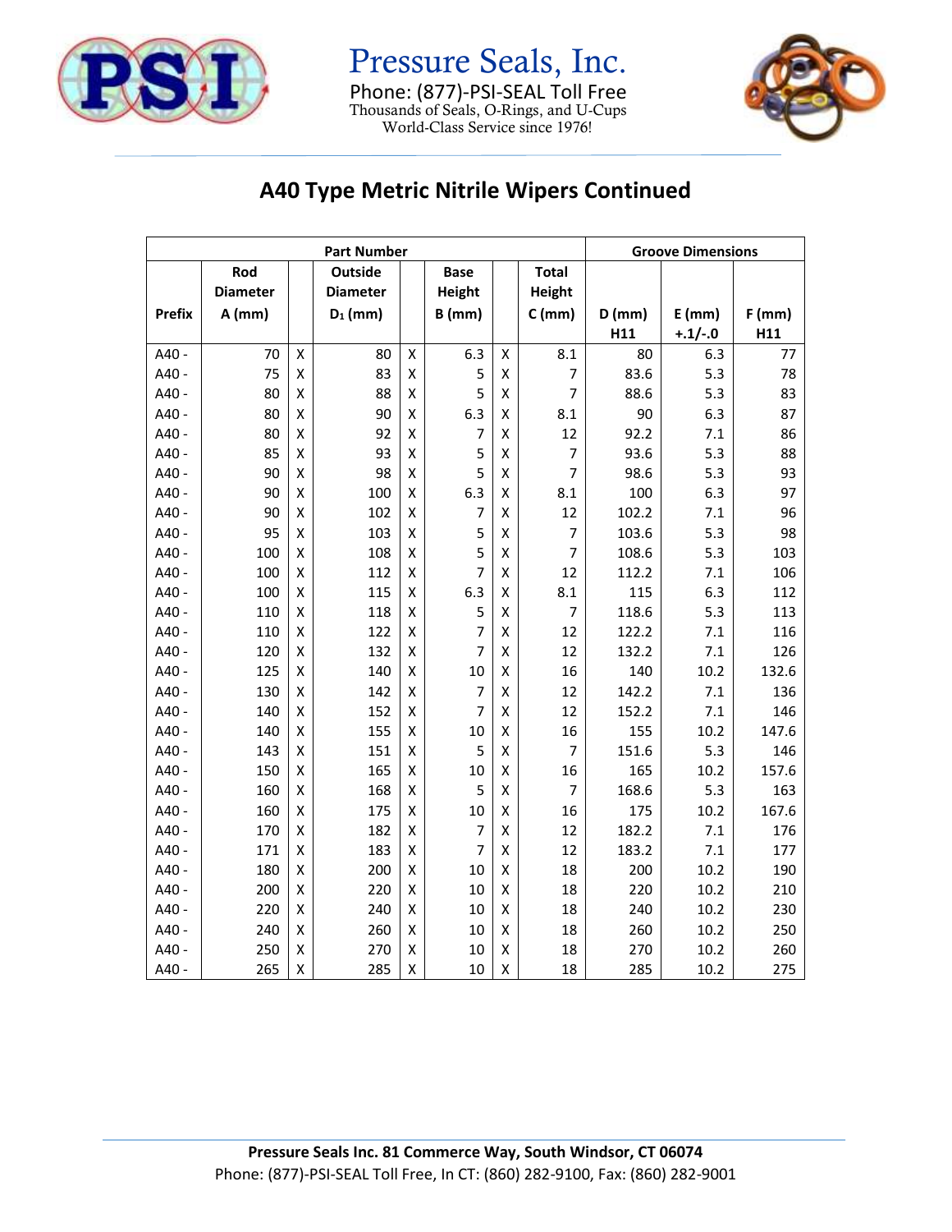Pressure Seals, Inc.
Phone: (877)-PSI-SEAL Toll Free
Thousands of Seals, O-Rings, and U-Cups
World-Class Service since 1976!

## A40 Type Metric Nitrile Wipers Continued

| Part Number | | | | | | | | Groove Dimensions | | |
|---|---|---|---|---|---|---|---|---|---|---|
| Prefix | Rod Diameter A (mm) | | Outside Diameter $D_1$ (mm) | | Base Height B (mm) | | Total Height C (mm) | D (mm) H11 | E (mm) +.1/-.0 | F (mm) H11 |
| A40 - | 70 | X | 80 | X | 6.3 | X | 8.1 | 80 | 6.3 | 77 |
| A40 - | 75 | X | 83 | X | 5 | X | 7 | 83.6 | 5.3 | 78 |
| A40 - | 80 | X | 88 | X | 5 | X | 7 | 88.6 | 5.3 | 83 |
| A40 - | 80 | X | 90 | X | 6.3 | X | 8.1 | 90 | 6.3 | 87 |
| A40 - | 80 | X | 92 | X | 7 | X | 12 | 92.2 | 7.1 | 86 |
| A40 - | 85 | X | 93 | X | 5 | X | 7 | 93.6 | 5.3 | 88 |
| A40 - | 90 | X | 98 | X | 5 | X | 7 | 98.6 | 5.3 | 93 |
| A40 - | 90 | X | 100 | X | 6.3 | X | 8.1 | 100 | 6.3 | 97 |
| A40 - | 90 | X | 102 | X | 7 | X | 12 | 102.2 | 7.1 | 96 |
| A40 - | 95 | X | 103 | X | 5 | X | 7 | 103.6 | 5.3 | 98 |
| A40 - | 100 | X | 108 | X | 5 | X | 7 | 108.6 | 5.3 | 103 |
| A40 - | 100 | X | 112 | X | 7 | X | 12 | 112.2 | 7.1 | 106 |
| A40 - | 100 | X | 115 | X | 6.3 | X | 8.1 | 115 | 6.3 | 112 |
| A40 - | 110 | X | 118 | X | 5 | X | 7 | 118.6 | 5.3 | 113 |
| A40 - | 110 | X | 122 | X | 7 | X | 12 | 122.2 | 7.1 | 116 |
| A40 - | 120 | X | 132 | X | 7 | X | 12 | 132.2 | 7.1 | 126 |
| A40 - | 125 | X | 140 | X | 10 | X | 16 | 140 | 10.2 | 132.6 |
| A40 - | 130 | X | 142 | X | 7 | X | 12 | 142.2 | 7.1 | 136 |
| A40 - | 140 | X | 152 | X | 7 | X | 12 | 152.2 | 7.1 | 146 |
| A40 - | 140 | X | 155 | X | 10 | X | 16 | 155 | 10.2 | 147.6 |
| A40 - | 143 | X | 151 | X | 5 | X | 7 | 151.6 | 5.3 | 146 |
| A40 - | 150 | X | 165 | X | 10 | X | 16 | 165 | 10.2 | 157.6 |
| A40 - | 160 | X | 168 | X | 5 | X | 7 | 168.6 | 5.3 | 163 |
| A40 - | 160 | X | 175 | X | 10 | X | 16 | 175 | 10.2 | 167.6 |
| A40 - | 170 | X | 182 | X | 7 | X | 12 | 182.2 | 7.1 | 176 |
| A40 - | 171 | X | 183 | X | 7 | X | 12 | 183.2 | 7.1 | 177 |
| A40 - | 180 | X | 200 | X | 10 | X | 18 | 200 | 10.2 | 190 |
| A40 - | 200 | X | 220 | X | 10 | X | 18 | 220 | 10.2 | 210 |
| A40 - | 220 | X | 240 | X | 10 | X | 18 | 240 | 10.2 | 230 |
| A40 - | 240 | X | 260 | X | 10 | X | 18 | 260 | 10.2 | 250 |
| A40 - | 250 | X | 270 | X | 10 | X | 18 | 270 | 10.2 | 260 |
| A40 - | 265 | X | 285 | X | 10 | X | 18 | 285 | 10.2 | 275 |

**Pressure Seals Inc. 81 Commerce Way, South Windsor, CT 06074**
Phone: (877)-PSI-SEAL Toll Free, In CT: (860) 282-9100, Fax: (860) 282-9001